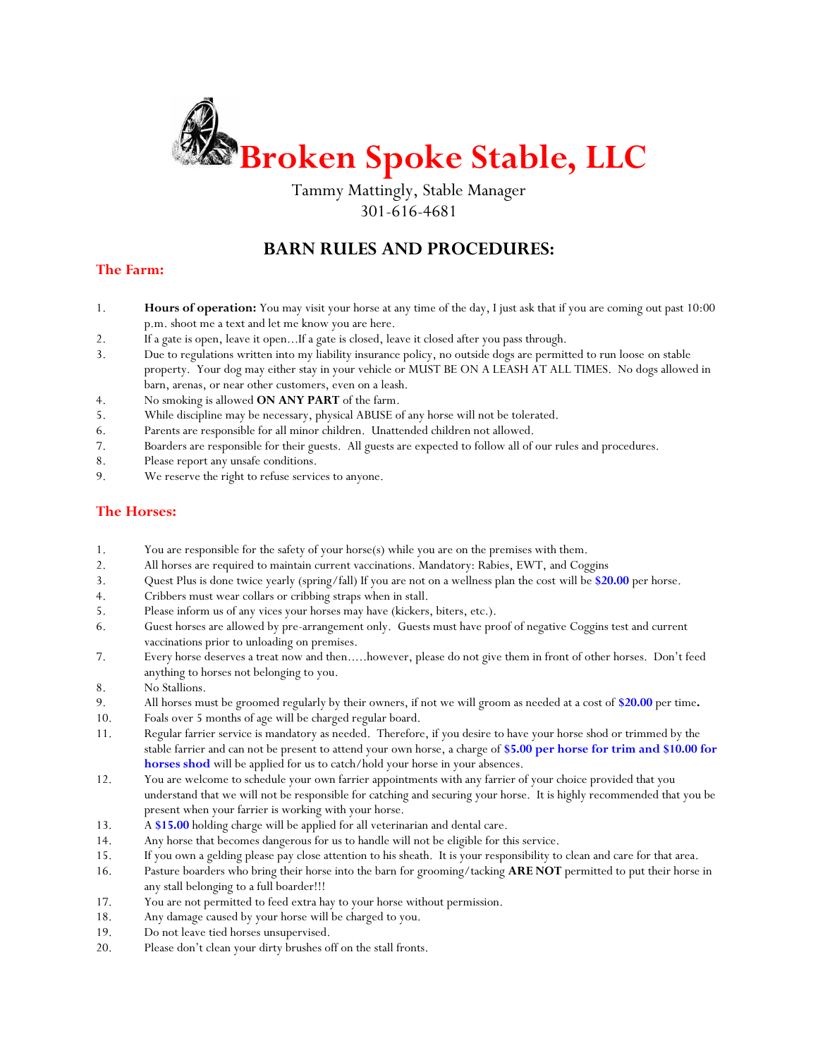# Broken Spoke Stable, LLC

Tammy Mattingly, Stable Manager
301-616-4681

## BARN RULES AND PROCEDURES:

### The Farm:

1. **Hours of operation:** You may visit your horse at any time of the day, I just ask that if you are coming out past 10:00 p.m. shoot me a text and let me know you are here.
2. If a gate is open, leave it open…If a gate is closed, leave it closed after you pass through.
3. Due to regulations written into my liability insurance policy, no outside dogs are permitted to run loose on stable property. Your dog may either stay in your vehicle or MUST BE ON A LEASH AT ALL TIMES. No dogs allowed in barn, arenas, or near other customers, even on a leash.
4. No smoking is allowed **ON ANY PART** of the farm.
5. While discipline may be necessary, physical ABUSE of any horse will not be tolerated.
6. Parents are responsible for all minor children. Unattended children not allowed.
7. Boarders are responsible for their guests. All guests are expected to follow all of our rules and procedures.
8. Please report any unsafe conditions.
9. We reserve the right to refuse services to anyone.

### The Horses:

1. You are responsible for the safety of your horse(s) while you are on the premises with them.
2. All horses are required to maintain current vaccinations. Mandatory: Rabies, EWT, and Coggins
3. Quest Plus is done twice yearly (spring/fall) If you are not on a wellness plan the cost will be **$20.00** per horse.
4. Cribbers must wear collars or cribbing straps when in stall.
5. Please inform us of any vices your horses may have (kickers, biters, etc.).
6. Guest horses are allowed by pre-arrangement only. Guests must have proof of negative Coggins test and current vaccinations prior to unloading on premises.
7. Every horse deserves a treat now and then…..however, please do not give them in front of other horses. Don't feed anything to horses not belonging to you.
8. No Stallions.
9. All horses must be groomed regularly by their owners, if not we will groom as needed at a cost of **$20.00** per time**.**
10. Foals over 5 months of age will be charged regular board.
11. Regular farrier service is mandatory as needed. Therefore, if you desire to have your horse shod or trimmed by the stable farrier and can not be present to attend your own horse, a charge of **$5.00 per horse for trim and $10.00 for horses shod** will be applied for us to catch/hold your horse in your absences.
12. You are welcome to schedule your own farrier appointments with any farrier of your choice provided that you understand that we will not be responsible for catching and securing your horse. It is highly recommended that you be present when your farrier is working with your horse.
13. A **$15.00** holding charge will be applied for all veterinarian and dental care.
14. Any horse that becomes dangerous for us to handle will not be eligible for this service.
15. If you own a gelding please pay close attention to his sheath. It is your responsibility to clean and care for that area.
16. Pasture boarders who bring their horse into the barn for grooming/tacking **ARE NOT** permitted to put their horse in any stall belonging to a full boarder!!!
17. You are not permitted to feed extra hay to your horse without permission.
18. Any damage caused by your horse will be charged to you.
19. Do not leave tied horses unsupervised.
20. Please don't clean your dirty brushes off on the stall fronts.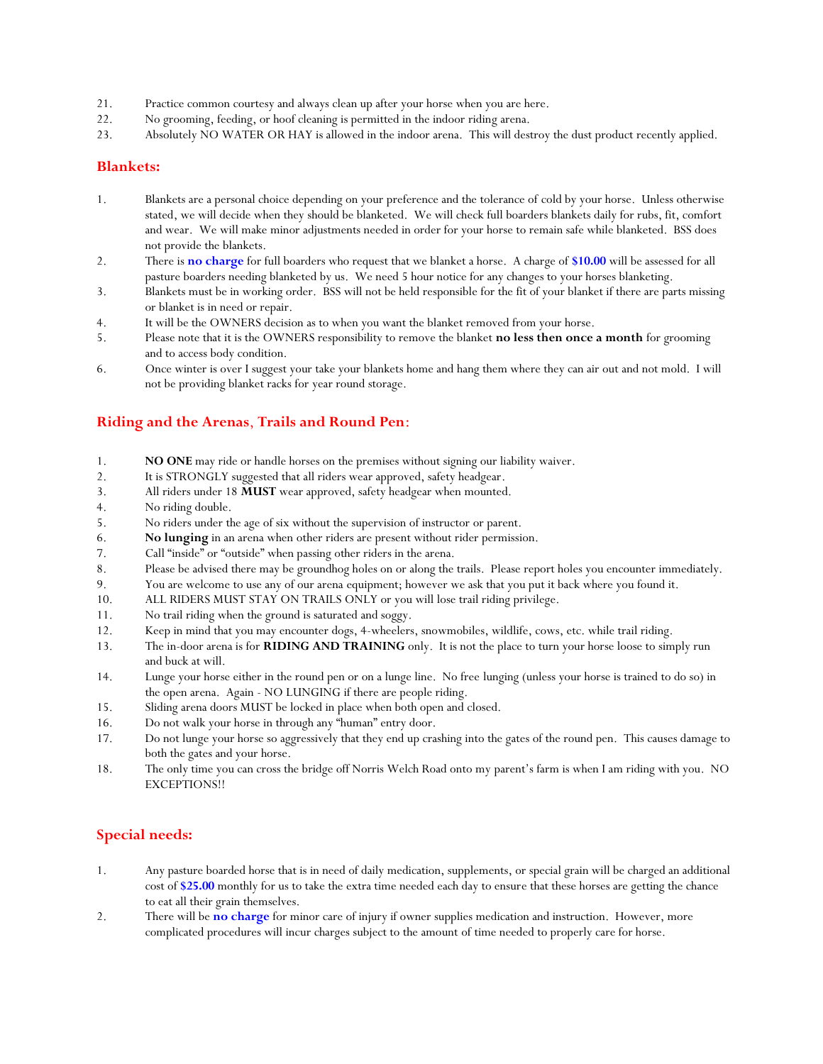21. Practice common courtesy and always clean up after your horse when you are here.
22. No grooming, feeding, or hoof cleaning is permitted in the indoor riding arena.
23. Absolutely NO WATER OR HAY is allowed in the indoor arena. This will destroy the dust product recently applied.

## Blankets:

1. Blankets are a personal choice depending on your preference and the tolerance of cold by your horse. Unless otherwise stated, we will decide when they should be blanketed. We will check full boarders blankets daily for rubs, fit, comfort and wear. We will make minor adjustments needed in order for your horse to remain safe while blanketed. BSS does not provide the blankets.
2. There is **no charge** for full boarders who request that we blanket a horse. A charge of **$10.00** will be assessed for all pasture boarders needing blanketed by us. We need 5 hour notice for any changes to your horses blanketing.
3. Blankets must be in working order. BSS will not be held responsible for the fit of your blanket if there are parts missing or blanket is in need or repair.
4. It will be the OWNERS decision as to when you want the blanket removed from your horse.
5. Please note that it is the OWNERS responsibility to remove the blanket **no less then once a month** for grooming and to access body condition.
6. Once winter is over I suggest your take your blankets home and hang them where they can air out and not mold. I will not be providing blanket racks for year round storage.

## Riding and the Arenas, Trails and Round Pen:

1. **NO ONE** may ride or handle horses on the premises without signing our liability waiver.
2. It is STRONGLY suggested that all riders wear approved, safety headgear.
3. All riders under 18 **MUST** wear approved, safety headgear when mounted.
4. No riding double.
5. No riders under the age of six without the supervision of instructor or parent.
6. **No lunging** in an arena when other riders are present without rider permission.
7. Call "inside" or "outside" when passing other riders in the arena.
8. Please be advised there may be groundhog holes on or along the trails. Please report holes you encounter immediately.
9. You are welcome to use any of our arena equipment; however we ask that you put it back where you found it.
10. ALL RIDERS MUST STAY ON TRAILS ONLY or you will lose trail riding privilege.
11. No trail riding when the ground is saturated and soggy.
12. Keep in mind that you may encounter dogs, 4-wheelers, snowmobiles, wildlife, cows, etc. while trail riding.
13. The in-door arena is for **RIDING AND TRAINING** only. It is not the place to turn your horse loose to simply run and buck at will.
14. Lunge your horse either in the round pen or on a lunge line. No free lunging (unless your horse is trained to do so) in the open arena. Again - NO LUNGING if there are people riding.
15. Sliding arena doors MUST be locked in place when both open and closed.
16. Do not walk your horse in through any "human" entry door.
17. Do not lunge your horse so aggressively that they end up crashing into the gates of the round pen. This causes damage to both the gates and your horse.
18. The only time you can cross the bridge off Norris Welch Road onto my parent's farm is when I am riding with you. NO EXCEPTIONS!!

## Special needs:

1. Any pasture boarded horse that is in need of daily medication, supplements, or special grain will be charged an additional cost of **$25.00** monthly for us to take the extra time needed each day to ensure that these horses are getting the chance to eat all their grain themselves.
2. There will be **no charge** for minor care of injury if owner supplies medication and instruction. However, more complicated procedures will incur charges subject to the amount of time needed to properly care for horse.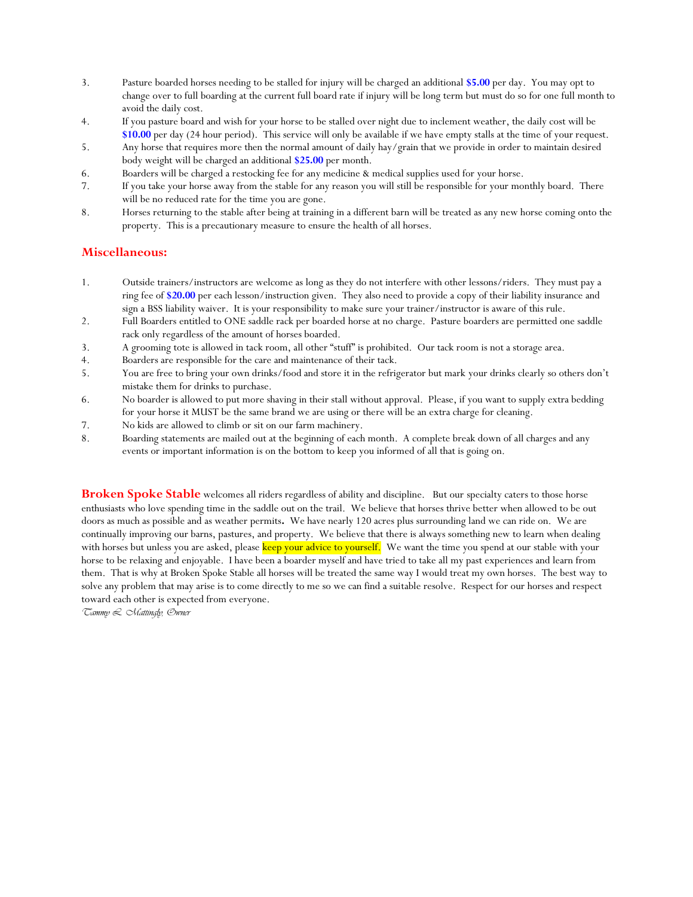3. Pasture boarded horses needing to be stalled for injury will be charged an additional **$5.00** per day. You may opt to change over to full boarding at the current full board rate if injury will be long term but must do so for one full month to avoid the daily cost.
4. If you pasture board and wish for your horse to be stalled over night due to inclement weather, the daily cost will be **$10.00** per day (24 hour period). This service will only be available if we have empty stalls at the time of your request.
5. Any horse that requires more then the normal amount of daily hay/grain that we provide in order to maintain desired body weight will be charged an additional **$25.00** per month.
6. Boarders will be charged a restocking fee for any medicine & medical supplies used for your horse.
7. If you take your horse away from the stable for any reason you will still be responsible for your monthly board. There will be no reduced rate for the time you are gone.
8. Horses returning to the stable after being at training in a different barn will be treated as any new horse coming onto the property. This is a precautionary measure to ensure the health of all horses.

## Miscellaneous:

1. Outside trainers/instructors are welcome as long as they do not interfere with other lessons/riders. They must pay a ring fee of **$20.00** per each lesson/instruction given. They also need to provide a copy of their liability insurance and sign a BSS liability waiver. It is your responsibility to make sure your trainer/instructor is aware of this rule.
2. Full Boarders entitled to ONE saddle rack per boarded horse at no charge. Pasture boarders are permitted one saddle rack only regardless of the amount of horses boarded.
3. A grooming tote is allowed in tack room, all other "stuff" is prohibited. Our tack room is not a storage area.
4. Boarders are responsible for the care and maintenance of their tack.
5. You are free to bring your own drinks/food and store it in the refrigerator but mark your drinks clearly so others don't mistake them for drinks to purchase.
6. No boarder is allowed to put more shaving in their stall without approval. Please, if you want to supply extra bedding for your horse it MUST be the same brand we are using or there will be an extra charge for cleaning.
7. No kids are allowed to climb or sit on our farm machinery.
8. Boarding statements are mailed out at the beginning of each month. A complete break down of all charges and any events or important information is on the bottom to keep you informed of all that is going on.

**Broken Spoke Stable** welcomes all riders regardless of ability and discipline. But our specialty caters to those horse enthusiasts who love spending time in the saddle out on the trail. We believe that horses thrive better when allowed to be out doors as much as possible and as weather permits**.** We have nearly 120 acres plus surrounding land we can ride on. We are continually improving our barns, pastures, and property. We believe that there is always something new to learn when dealing with horses but unless you are asked, please keep your advice to yourself. We want the time you spend at our stable with your horse to be relaxing and enjoyable. I have been a boarder myself and have tried to take all my past experiences and learn from them. That is why at Broken Spoke Stable all horses will be treated the same way I would treat my own horses. The best way to solve any problem that may arise is to come directly to me so we can find a suitable resolve. Respect for our horses and respect toward each other is expected from everyone.

*Tammy L. Mattingly, Owner*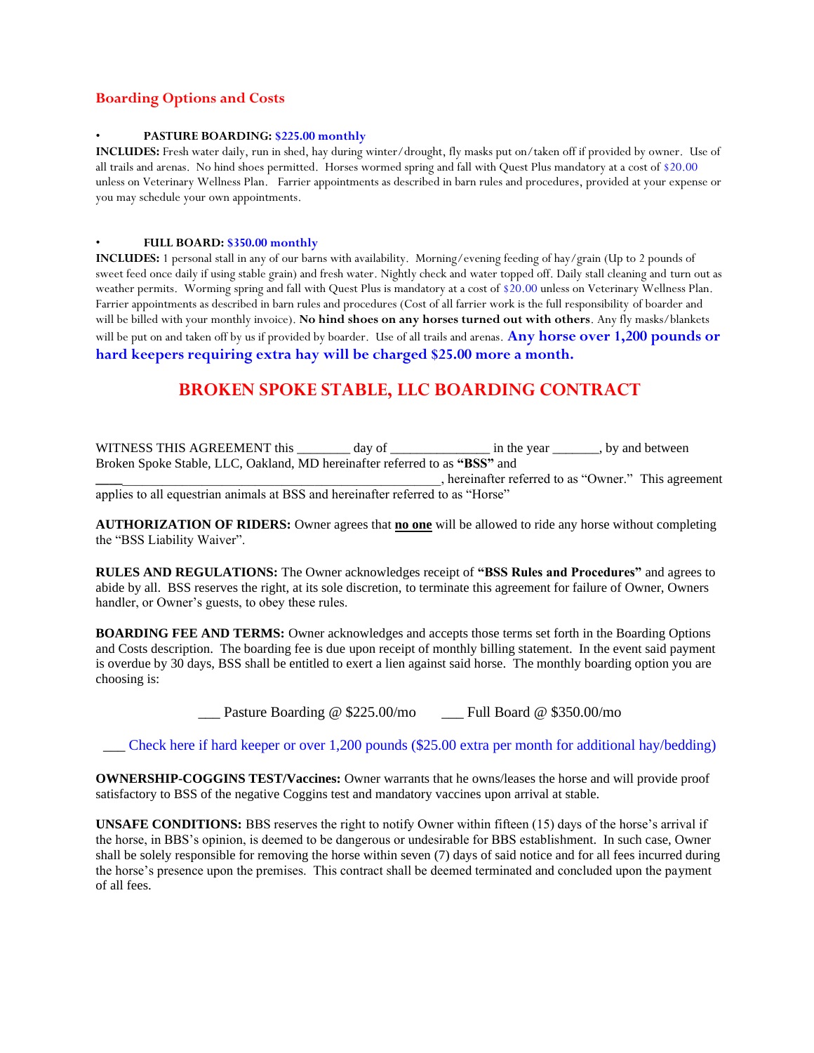## Boarding Options and Costs

- **PASTURE BOARDING: $225.00 monthly**

**INCLUDES:** Fresh water daily, run in shed, hay during winter/drought, fly masks put on/taken off if provided by owner. Use of all trails and arenas. No hind shoes permitted. Horses wormed spring and fall with Quest Plus mandatory at a cost of $20.00 unless on Veterinary Wellness Plan. Farrier appointments as described in barn rules and procedures, provided at your expense or you may schedule your own appointments.

- **FULL BOARD: $350.00 monthly**

**INCLUDES:** 1 personal stall in any of our barns with availability. Morning/evening feeding of hay/grain (Up to 2 pounds of sweet feed once daily if using stable grain) and fresh water. Nightly check and water topped off. Daily stall cleaning and turn out as weather permits. Worming spring and fall with Quest Plus is mandatory at a cost of $20.00 unless on Veterinary Wellness Plan. Farrier appointments as described in barn rules and procedures (Cost of all farrier work is the full responsibility of boarder and will be billed with your monthly invoice). **No hind shoes on any horses turned out with others**. Any fly masks/blankets will be put on and taken off by us if provided by boarder. Use of all trails and arenas. **Any horse over 1,200 pounds or hard keepers requiring extra hay will be charged $25.00 more a month.**

# BROKEN SPOKE STABLE, LLC BOARDING CONTRACT

WITNESS THIS AGREEMENT this ________ day of _______________ in the year _______, by and between Broken Spoke Stable, LLC, Oakland, MD hereinafter referred to as **"BSS"** and ______________________________________________________, hereinafter referred to as "Owner." This agreement applies to all equestrian animals at BSS and hereinafter referred to as "Horse"

**AUTHORIZATION OF RIDERS:** Owner agrees that **no one** will be allowed to ride any horse without completing the "BSS Liability Waiver".

**RULES AND REGULATIONS:** The Owner acknowledges receipt of **"BSS Rules and Procedures"** and agrees to abide by all. BSS reserves the right, at its sole discretion, to terminate this agreement for failure of Owner, Owners handler, or Owner's guests, to obey these rules.

**BOARDING FEE AND TERMS:** Owner acknowledges and accepts those terms set forth in the Boarding Options and Costs description. The boarding fee is due upon receipt of monthly billing statement. In the event said payment is overdue by 30 days, BSS shall be entitled to exert a lien against said horse. The monthly boarding option you are choosing is:

___ Pasture Boarding @ $225.00/mo ___ Full Board @ $350.00/mo

___ Check here if hard keeper or over 1,200 pounds ($25.00 extra per month for additional hay/bedding)

**OWNERSHIP-COGGINS TEST/Vaccines:** Owner warrants that he owns/leases the horse and will provide proof satisfactory to BSS of the negative Coggins test and mandatory vaccines upon arrival at stable.

**UNSAFE CONDITIONS:** BBS reserves the right to notify Owner within fifteen (15) days of the horse's arrival if the horse, in BBS's opinion, is deemed to be dangerous or undesirable for BBS establishment. In such case, Owner shall be solely responsible for removing the horse within seven (7) days of said notice and for all fees incurred during the horse's presence upon the premises. This contract shall be deemed terminated and concluded upon the payment of all fees.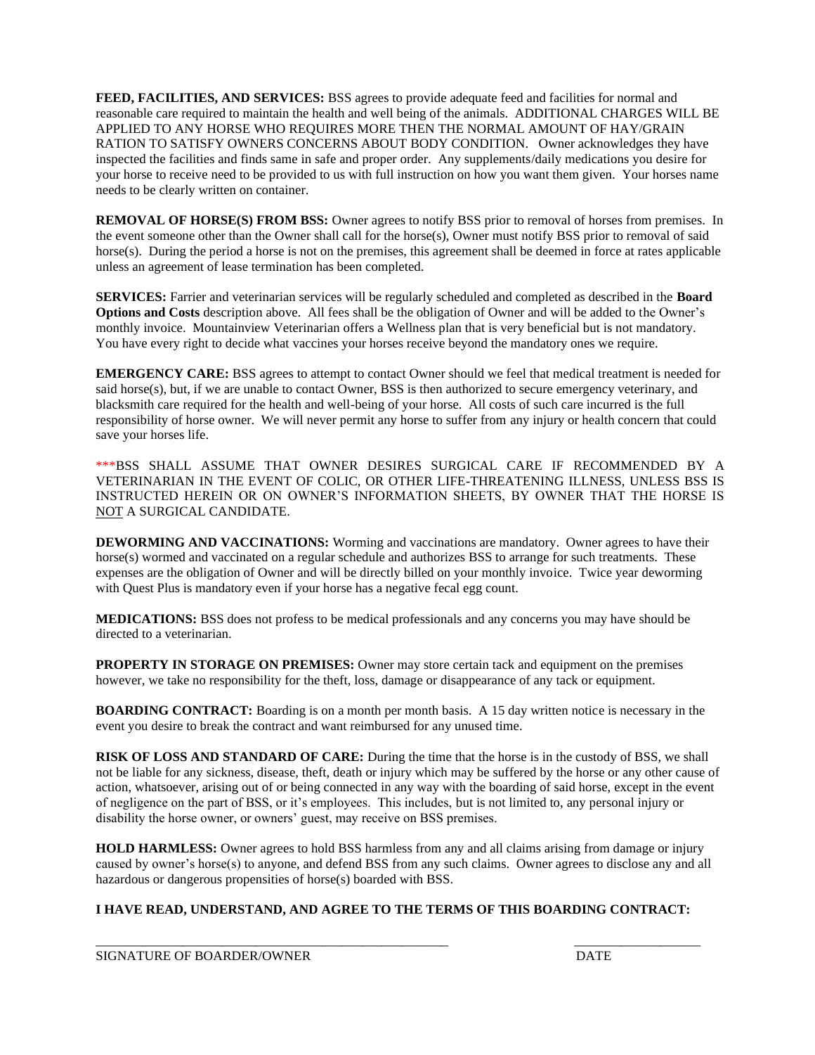**FEED, FACILITIES, AND SERVICES:** BSS agrees to provide adequate feed and facilities for normal and reasonable care required to maintain the health and well being of the animals. ADDITIONAL CHARGES WILL BE APPLIED TO ANY HORSE WHO REQUIRES MORE THEN THE NORMAL AMOUNT OF HAY/GRAIN RATION TO SATISFY OWNERS CONCERNS ABOUT BODY CONDITION. Owner acknowledges they have inspected the facilities and finds same in safe and proper order. Any supplements/daily medications you desire for your horse to receive need to be provided to us with full instruction on how you want them given. Your horses name needs to be clearly written on container.

**REMOVAL OF HORSE(S) FROM BSS:** Owner agrees to notify BSS prior to removal of horses from premises. In the event someone other than the Owner shall call for the horse(s), Owner must notify BSS prior to removal of said horse(s). During the period a horse is not on the premises, this agreement shall be deemed in force at rates applicable unless an agreement of lease termination has been completed.

**SERVICES:** Farrier and veterinarian services will be regularly scheduled and completed as described in the **Board Options and Costs** description above. All fees shall be the obligation of Owner and will be added to the Owner's monthly invoice. Mountainview Veterinarian offers a Wellness plan that is very beneficial but is not mandatory. You have every right to decide what vaccines your horses receive beyond the mandatory ones we require.

**EMERGENCY CARE:** BSS agrees to attempt to contact Owner should we feel that medical treatment is needed for said horse(s), but, if we are unable to contact Owner, BSS is then authorized to secure emergency veterinary, and blacksmith care required for the health and well-being of your horse. All costs of such care incurred is the full responsibility of horse owner. We will never permit any horse to suffer from any injury or health concern that could save your horses life.

***BSS SHALL ASSUME THAT OWNER DESIRES SURGICAL CARE IF RECOMMENDED BY A VETERINARIAN IN THE EVENT OF COLIC, OR OTHER LIFE-THREATENING ILLNESS, UNLESS BSS IS INSTRUCTED HEREIN OR ON OWNER'S INFORMATION SHEETS, BY OWNER THAT THE HORSE IS <u>NOT</u> A SURGICAL CANDIDATE.

**DEWORMING AND VACCINATIONS:** Worming and vaccinations are mandatory. Owner agrees to have their horse(s) wormed and vaccinated on a regular schedule and authorizes BSS to arrange for such treatments. These expenses are the obligation of Owner and will be directly billed on your monthly invoice. Twice year deworming with Quest Plus is mandatory even if your horse has a negative fecal egg count.

**MEDICATIONS:** BSS does not profess to be medical professionals and any concerns you may have should be directed to a veterinarian.

**PROPERTY IN STORAGE ON PREMISES:** Owner may store certain tack and equipment on the premises however, we take no responsibility for the theft, loss, damage or disappearance of any tack or equipment.

**BOARDING CONTRACT:** Boarding is on a month per month basis. A 15 day written notice is necessary in the event you desire to break the contract and want reimbursed for any unused time.

**RISK OF LOSS AND STANDARD OF CARE:** During the time that the horse is in the custody of BSS, we shall not be liable for any sickness, disease, theft, death or injury which may be suffered by the horse or any other cause of action, whatsoever, arising out of or being connected in any way with the boarding of said horse, except in the event of negligence on the part of BSS, or it's employees. This includes, but is not limited to, any personal injury or disability the horse owner, or owners' guest, may receive on BSS premises.

**HOLD HARMLESS:** Owner agrees to hold BSS harmless from any and all claims arising from damage or injury caused by owner's horse(s) to anyone, and defend BSS from any such claims. Owner agrees to disclose any and all hazardous or dangerous propensities of horse(s) boarded with BSS.

**I HAVE READ, UNDERSTAND, AND AGREE TO THE TERMS OF THIS BOARDING CONTRACT:**

_____________________________________________________ ___________________

SIGNATURE OF BOARDER/OWNER DATE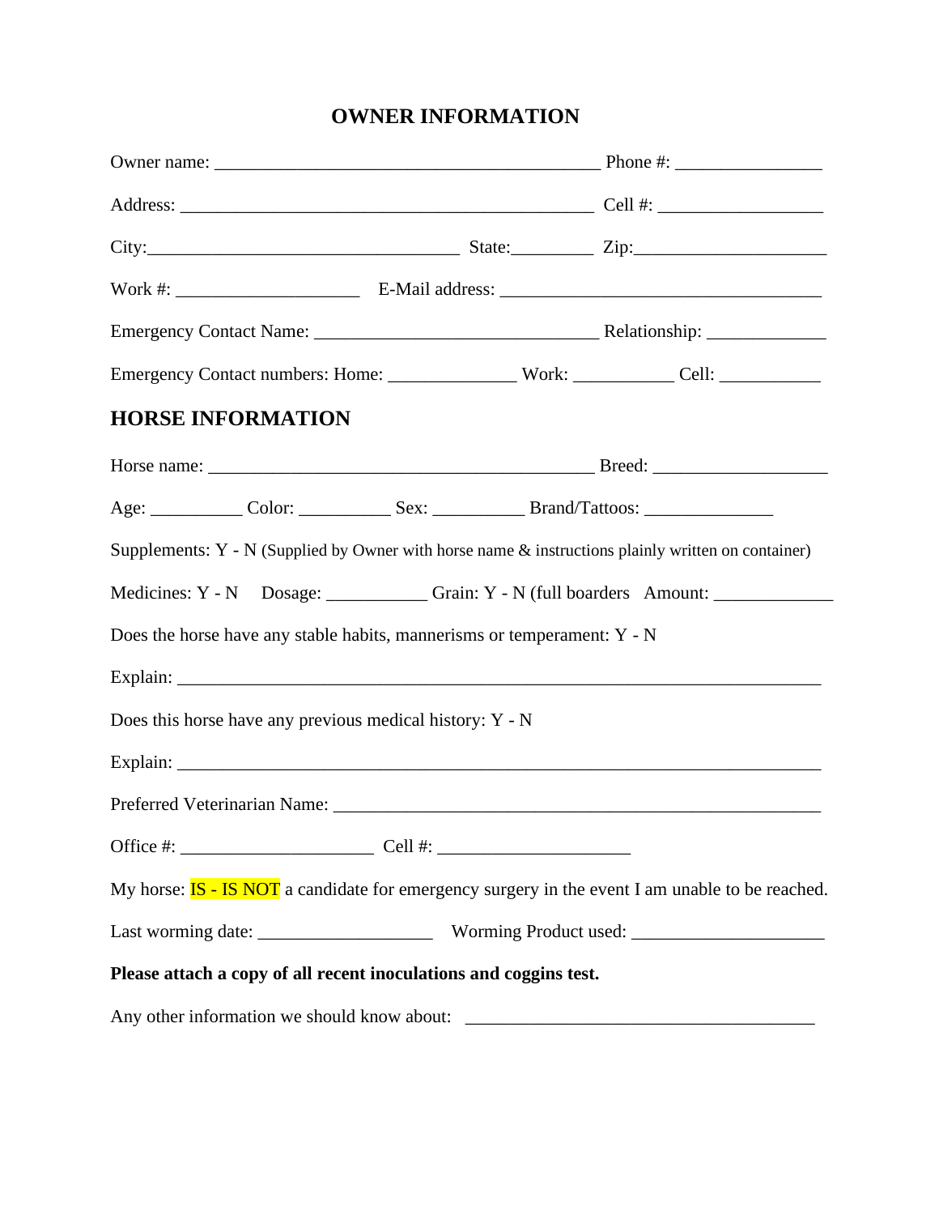# OWNER INFORMATION

Owner name: ___________________________________________ Phone #: ________________

Address: ______________________________________________ Cell #: __________________

City:__________________________________ State:_________ Zip:_____________________

Work #: ____________________ E-Mail address: ____________________________________

Emergency Contact Name: ________________________________ Relationship: _____________

Emergency Contact numbers: Home: ______________ Work: ___________ Cell: ___________

## HORSE INFORMATION

Horse name: ___________________________________________ Breed: ___________________

Age: __________ Color: __________ Sex: __________ Brand/Tattoos: ______________

Supplements: Y - N (Supplied by Owner with horse name & instructions plainly written on container)

Medicines: Y - N Dosage: ___________ Grain: Y - N (full boarders Amount: _____________

Does the horse have any stable habits, mannerisms or temperament: Y - N

Explain: ________________________________________________________________________

Does this horse have any previous medical history: Y - N

Explain: ________________________________________________________________________

Preferred Veterinarian Name: _______________________________________________________

Office #: _____________________ Cell #: _____________________

My horse: IS - IS NOT a candidate for emergency surgery in the event I am unable to be reached.

Last worming date: ___________________ Worming Product used: _____________________

**Please attach a copy of all recent inoculations and coggins test.**

Any other information we should know about: _______________________________________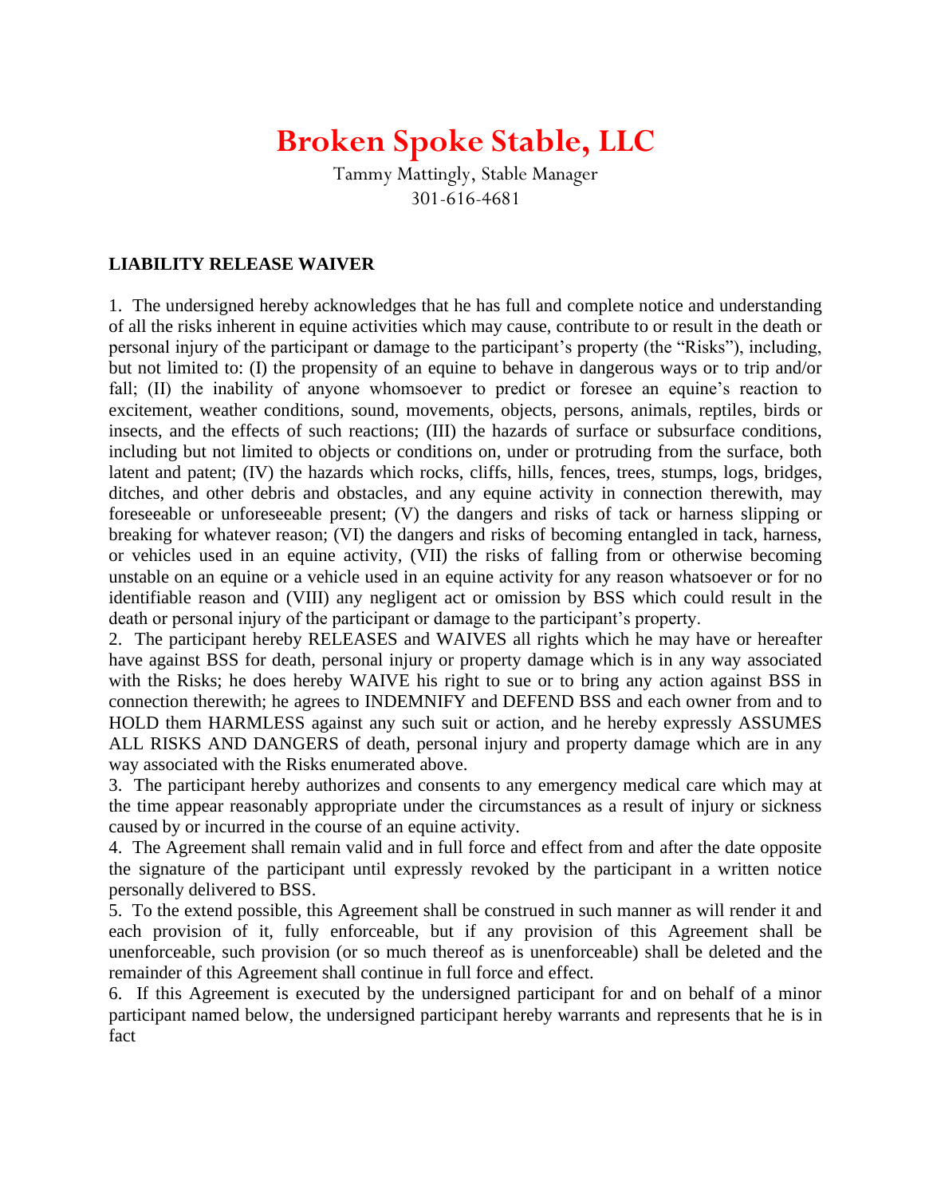# Broken Spoke Stable, LLC

Tammy Mattingly, Stable Manager
301-616-4681

**LIABILITY RELEASE WAIVER**

1. The undersigned hereby acknowledges that he has full and complete notice and understanding of all the risks inherent in equine activities which may cause, contribute to or result in the death or personal injury of the participant or damage to the participant's property (the "Risks"), including, but not limited to: (I) the propensity of an equine to behave in dangerous ways or to trip and/or fall; (II) the inability of anyone whomsoever to predict or foresee an equine's reaction to excitement, weather conditions, sound, movements, objects, persons, animals, reptiles, birds or insects, and the effects of such reactions; (III) the hazards of surface or subsurface conditions, including but not limited to objects or conditions on, under or protruding from the surface, both latent and patent; (IV) the hazards which rocks, cliffs, hills, fences, trees, stumps, logs, bridges, ditches, and other debris and obstacles, and any equine activity in connection therewith, may foreseeable or unforeseeable present; (V) the dangers and risks of tack or harness slipping or breaking for whatever reason; (VI) the dangers and risks of becoming entangled in tack, harness, or vehicles used in an equine activity, (VII) the risks of falling from or otherwise becoming unstable on an equine or a vehicle used in an equine activity for any reason whatsoever or for no identifiable reason and (VIII) any negligent act or omission by BSS which could result in the death or personal injury of the participant or damage to the participant's property.
2. The participant hereby RELEASES and WAIVES all rights which he may have or hereafter have against BSS for death, personal injury or property damage which is in any way associated with the Risks; he does hereby WAIVE his right to sue or to bring any action against BSS in connection therewith; he agrees to INDEMNIFY and DEFEND BSS and each owner from and to HOLD them HARMLESS against any such suit or action, and he hereby expressly ASSUMES ALL RISKS AND DANGERS of death, personal injury and property damage which are in any way associated with the Risks enumerated above.
3. The participant hereby authorizes and consents to any emergency medical care which may at the time appear reasonably appropriate under the circumstances as a result of injury or sickness caused by or incurred in the course of an equine activity.
4. The Agreement shall remain valid and in full force and effect from and after the date opposite the signature of the participant until expressly revoked by the participant in a written notice personally delivered to BSS.
5. To the extend possible, this Agreement shall be construed in such manner as will render it and each provision of it, fully enforceable, but if any provision of this Agreement shall be unenforceable, such provision (or so much thereof as is unenforceable) shall be deleted and the remainder of this Agreement shall continue in full force and effect.
6. If this Agreement is executed by the undersigned participant for and on behalf of a minor participant named below, the undersigned participant hereby warrants and represents that he is in fact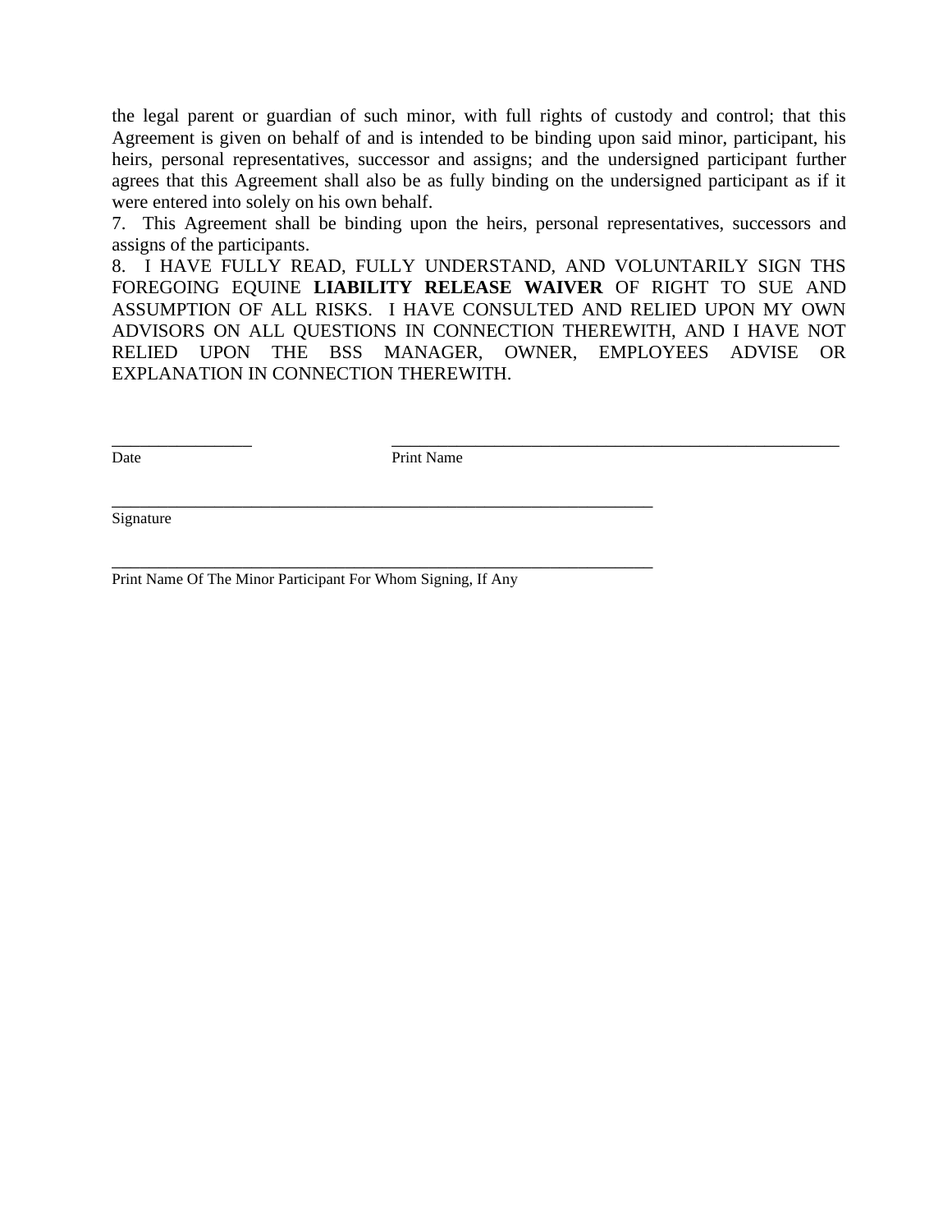the legal parent or guardian of such minor, with full rights of custody and control; that this Agreement is given on behalf of and is intended to be binding upon said minor, participant, his heirs, personal representatives, successor and assigns; and the undersigned participant further agrees that this Agreement shall also be as fully binding on the undersigned participant as if it were entered into solely on his own behalf.

7. This Agreement shall be binding upon the heirs, personal representatives, successors and assigns of the participants.

8. I HAVE FULLY READ, FULLY UNDERSTAND, AND VOLUNTARILY SIGN THS FOREGOING EQUINE **LIABILITY RELEASE WAIVER** OF RIGHT TO SUE AND ASSUMPTION OF ALL RISKS. I HAVE CONSULTED AND RELIED UPON MY OWN ADVISORS ON ALL QUESTIONS IN CONNECTION THEREWITH, AND I HAVE NOT RELIED UPON THE BSS MANAGER, OWNER, EMPLOYEES ADVISE OR EXPLANATION IN CONNECTION THEREWITH.

________________ \_\_\_\_\_\_\_\_\_\_\_\_\_\_\_\_\_\_\_\_\_\_\_\_\_\_\_\_\_\_\_\_\_\_\_\_\_\_\_\_\_\_\_\_\_\_\_\_\_\_\_\_\_\_\_\_

Date Print Name

\_\_\_\_\_\_\_\_\_\_\_\_\_\_\_\_\_\_\_\_\_\_\_\_\_\_\_\_\_\_\_\_\_\_\_\_\_\_\_\_\_\_\_\_\_\_\_\_\_\_\_\_\_\_\_\_\_\_\_\_\_\_\_\_\_\_

Signature

\_\_\_\_\_\_\_\_\_\_\_\_\_\_\_\_\_\_\_\_\_\_\_\_\_\_\_\_\_\_\_\_\_\_\_\_\_\_\_\_\_\_\_\_\_\_\_\_\_\_\_\_\_\_\_\_\_\_\_\_\_\_\_\_\_\_

Print Name Of The Minor Participant For Whom Signing, If Any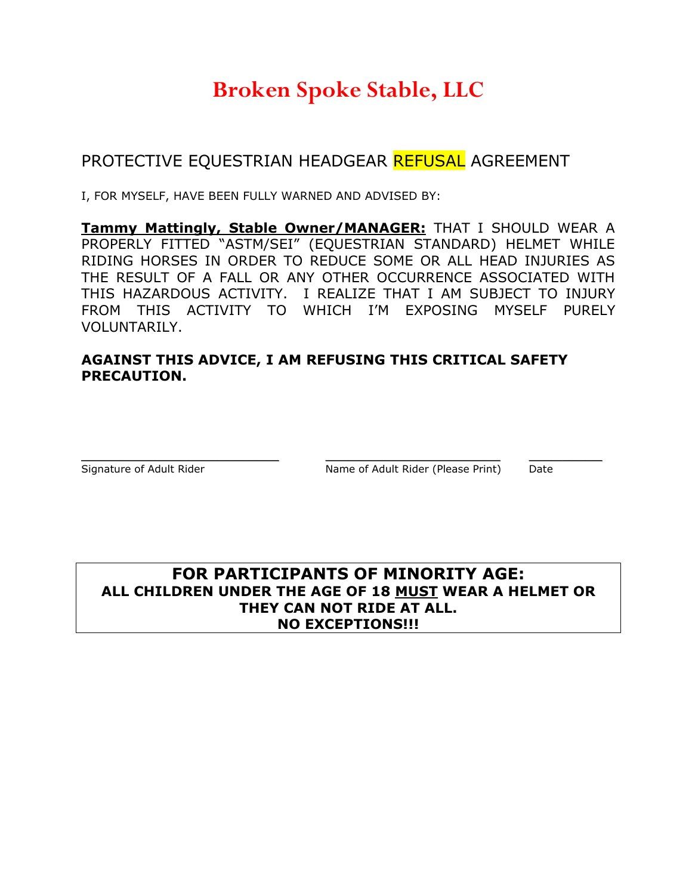# Broken Spoke Stable, LLC

## PROTECTIVE EQUESTRIAN HEADGEAR REFUSAL AGREEMENT

I, FOR MYSELF, HAVE BEEN FULLY WARNED AND ADVISED BY:

**Tammy Mattingly, Stable Owner/MANAGER:** THAT I SHOULD WEAR A PROPERLY FITTED "ASTM/SEI" (EQUESTRIAN STANDARD) HELMET WHILE RIDING HORSES IN ORDER TO REDUCE SOME OR ALL HEAD INJURIES AS THE RESULT OF A FALL OR ANY OTHER OCCURRENCE ASSOCIATED WITH THIS HAZARDOUS ACTIVITY. I REALIZE THAT I AM SUBJECT TO INJURY FROM THIS ACTIVITY TO WHICH I'M EXPOSING MYSELF PURELY VOLUNTARILY.

**AGAINST THIS ADVICE, I AM REFUSING THIS CRITICAL SAFETY PRECAUTION.**

_____________________________ _____________________________ ____________
Signature of Adult Rider Name of Adult Rider (Please Print) Date

**FOR PARTICIPANTS OF MINORITY AGE:**
**ALL CHILDREN UNDER THE AGE OF 18 MUST WEAR A HELMET OR THEY CAN NOT RIDE AT ALL.**
**NO EXCEPTIONS!!!**